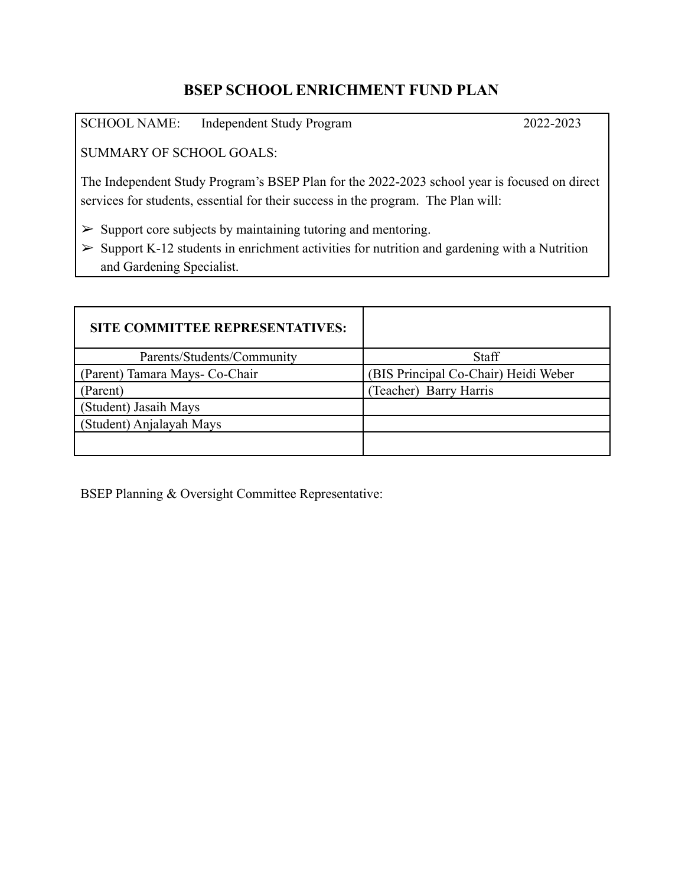# BSEP SCHOOL ENRICHMENT FUND PLAN

SCHOOL NAME: Independent Study Program 2022-2023

SUMMARY OF SCHOOL GOALS:

The Independent Study Program's BSEP Plan for the 2022-2023 school year is focused on direct services for students, essential for their success in the program. The Plan will:

- ➢ Support core subjects by maintaining tutoring and mentoring.
- ➢ Support K-12 students in enrichment activities for nutrition and gardening with a Nutrition and Gardening Specialist.

| **SITE COMMITTEE REPRESENTATIVES:** | |
|---|---|
| Parents/Students/Community | Staff |
| (Parent) Tamara Mays- Co-Chair | (BIS Principal Co-Chair) Heidi Weber |
| (Parent) | (Teacher) Barry Harris |
| (Student) Jasaih Mays | |
| (Student) Anjalayah Mays | |
| | |

BSEP Planning & Oversight Committee Representative: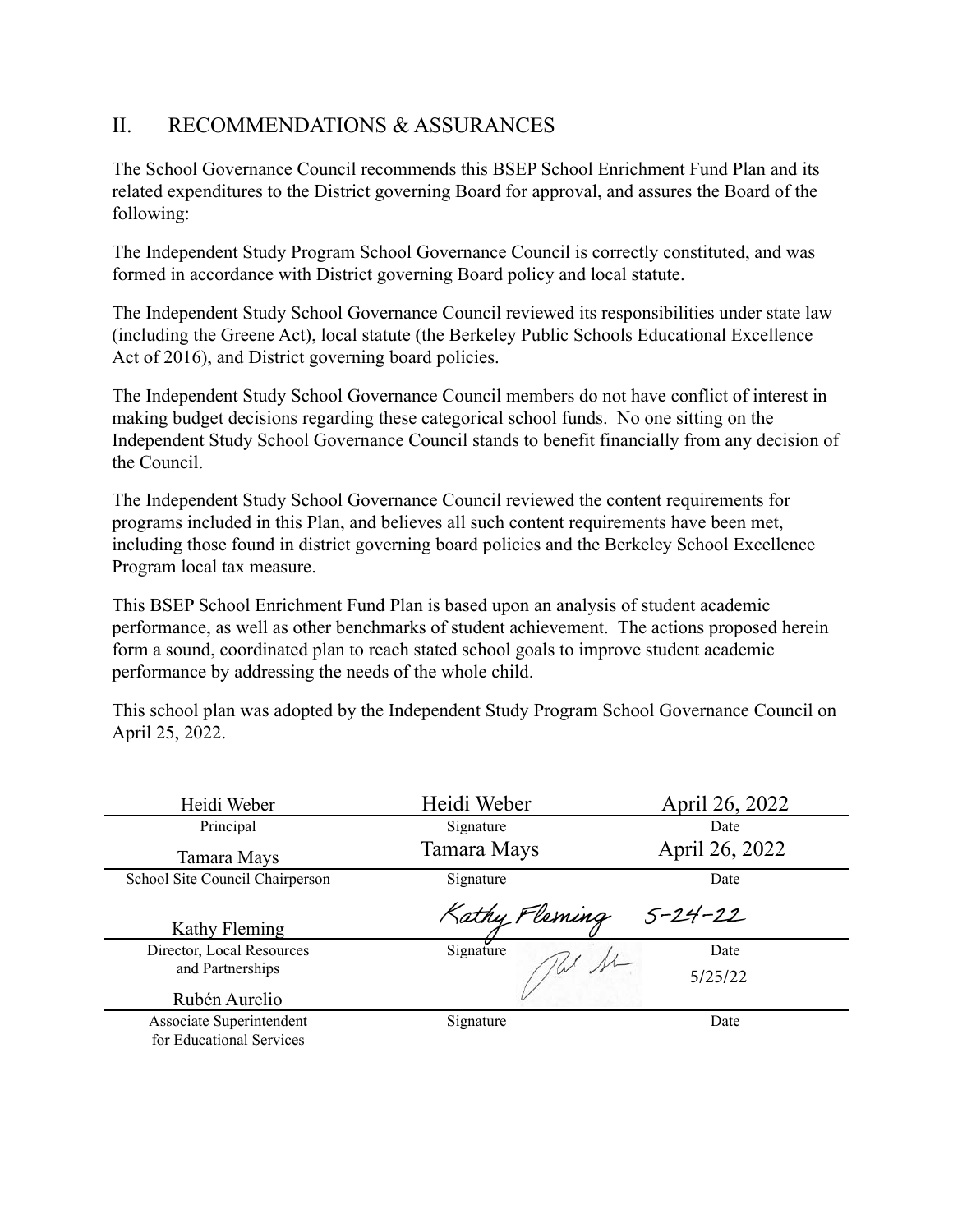## II. RECOMMENDATIONS & ASSURANCES

The School Governance Council recommends this BSEP School Enrichment Fund Plan and its related expenditures to the District governing Board for approval, and assures the Board of the following:

The Independent Study Program School Governance Council is correctly constituted, and was formed in accordance with District governing Board policy and local statute.

The Independent Study School Governance Council reviewed its responsibilities under state law (including the Greene Act), local statute (the Berkeley Public Schools Educational Excellence Act of 2016), and District governing board policies.

The Independent Study School Governance Council members do not have conflict of interest in making budget decisions regarding these categorical school funds. No one sitting on the Independent Study School Governance Council stands to benefit financially from any decision of the Council.

The Independent Study School Governance Council reviewed the content requirements for programs included in this Plan, and believes all such content requirements have been met, including those found in district governing board policies and the Berkeley School Excellence Program local tax measure.

This BSEP School Enrichment Fund Plan is based upon an analysis of student academic performance, as well as other benchmarks of student achievement. The actions proposed herein form a sound, coordinated plan to reach stated school goals to improve student academic performance by addressing the needs of the whole child.

This school plan was adopted by the Independent Study Program School Governance Council on April 25, 2022.

| Name / Title | Signature | Date |
|---|---|---|
| Heidi Weber<br>Principal | Heidi Weber | April 26, 2022 |
| Tamara Mays<br>School Site Council Chairperson | Tamara Mays | April 26, 2022 |
| Kathy Fleming<br>Director, Local Resources and Partnerships | Kathy Fleming | 5-24-22 |
| Rubén Aurelio<br>Associate Superintendent for Educational Services | [signature] | 5/25/22 |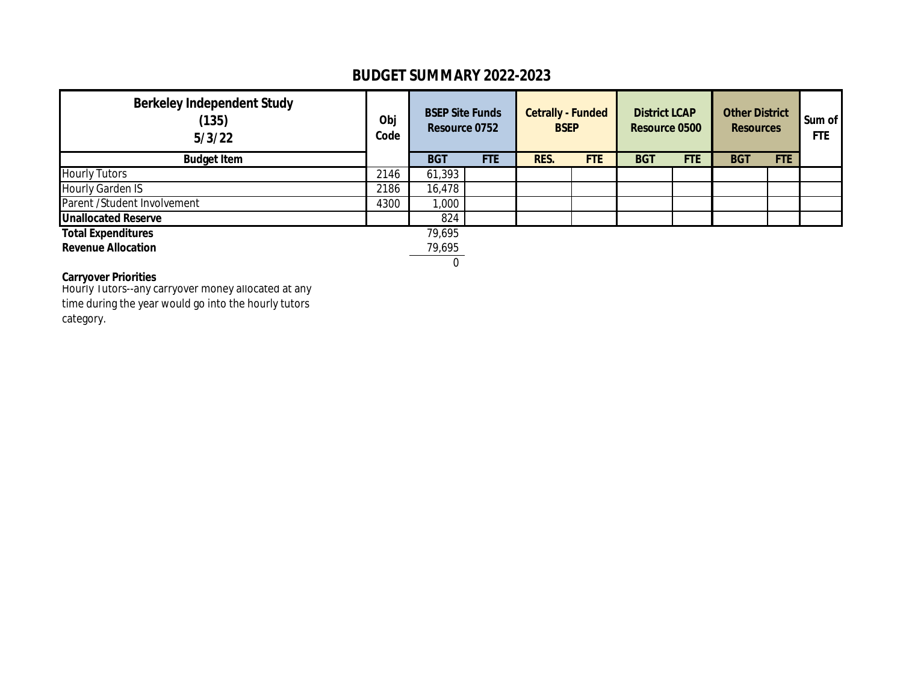## BUDGET SUMMARY 2022-2023

| Berkeley Independent Study (135) 5/3/22 | Obj Code | BSEP Site Funds Resource 0752 | | Cetrally - Funded BSEP | | District LCAP Resource 0500 | | Other District Resources | | Sum of FTE |
|---|---|---|---|---|---|---|---|---|---|---|
| **Budget Item** | | **BGT** | **FTE** | **RES.** | **FTE** | **BGT** | **FTE** | **BGT** | **FTE** | |
| Hourly Tutors | 2146 | 61,393 | | | | | | | | |
| Hourly Garden IS | 2186 | 16,478 | | | | | | | | |
| Parent /Student Involvement | 4300 | 1,000 | | | | | | | | |
| **Unallocated Reserve** | | 824 | | | | | | | | |
| **Total Expenditures** | | 79,695 | | | | | | | | |
| **Revenue Allocation** | | 79,695 | | | | | | | | |
| | | 0 | | | | | | | | |

**Carryover Priorities**
Hourly Tutors--any carryover money allocated at any time during the year would go into the hourly tutors category.